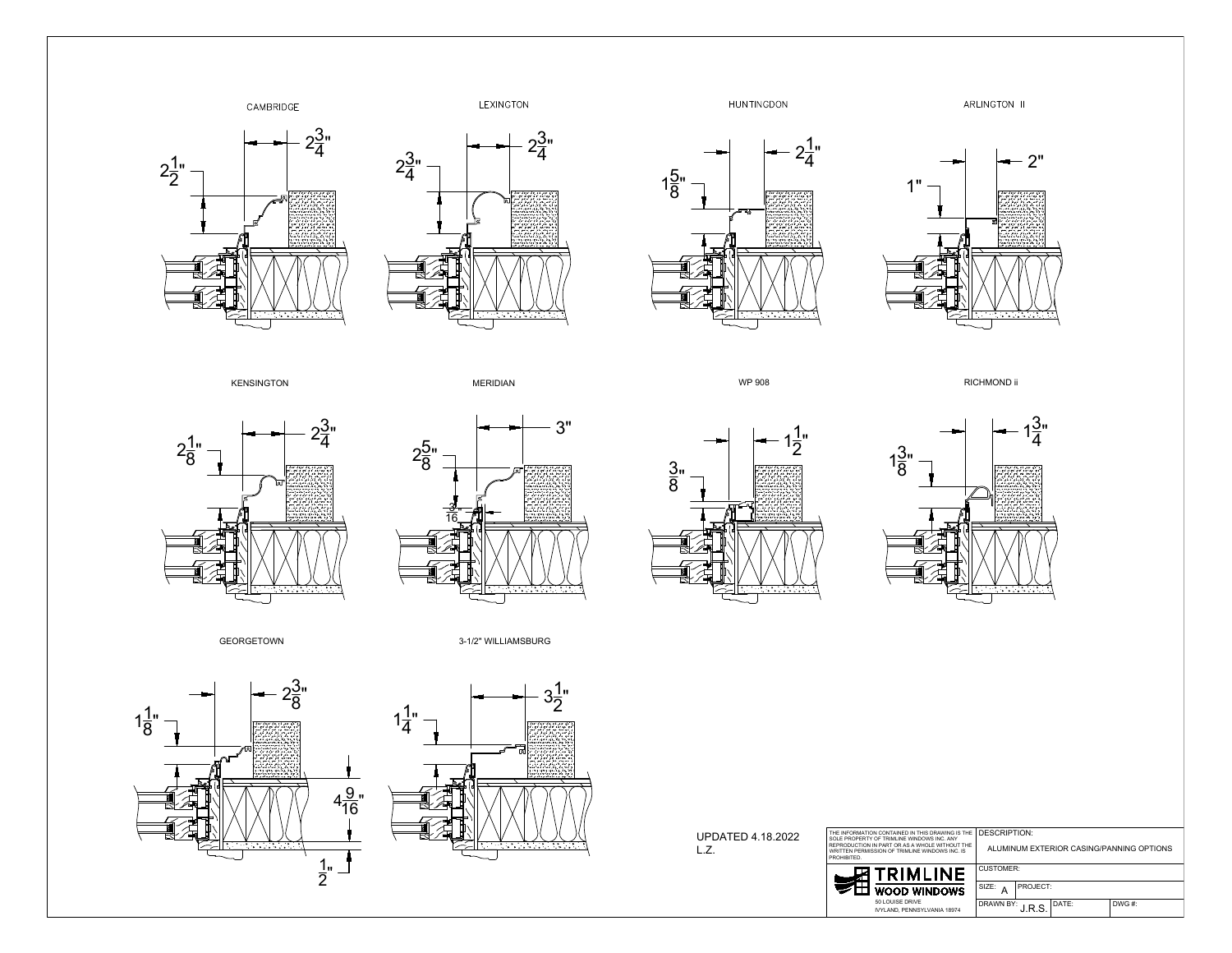CAMBRIDGE

$2\frac{1}{2}"$ $2\frac{3}{4}"$

LEXINGTON

$2\frac{3}{4}"$ $2\frac{3}{4}"$

HUNTINGDON

$1\frac{5}{8}"$ $2\frac{1}{4}"$

ARLINGTON II

1" 2"

KENSINGTON

$2\frac{1}{8}"$ $2\frac{3}{4}"$

MERIDIAN

$2\frac{5}{8}"$ 3" $\frac{3}{16}"$

WP 908

$\frac{3}{8}"$ $1\frac{1}{2}"$

RICHMOND ii

$1\frac{3}{8}"$ $1\frac{3}{4}"$

GEORGETOWN

$1\frac{1}{8}"$ $2\frac{3}{8}"$ $4\frac{9}{16}"$ $\frac{1}{2}"$

3-1/2" WILLIAMSBURG

$1\frac{1}{4}"$ $3\frac{1}{2}"$

UPDATED 4.18.2022
L.Z.

THE INFORMATION CONTAINED IN THIS DRAWING IS THE SOLE PROPERTY OF TRIMLINE WINDOWS INC. ANY REPRODUCTION IN PART OR AS A WHOLE WITHOUT THE WRITTEN PERMISSION OF TRIMLINE WINDOWS INC. IS PROHIBITED.

TRIMLINE WOOD WINDOWS
50 LOUISE DRIVE
IVYLAND, PENNSYLVANIA 18974

| DESCRIPTION: ALUMINUM EXTERIOR CASING/PANNING OPTIONS | | |
|---|---|---|
| CUSTOMER: | | |
| SIZE: A | PROJECT: | |
| DRAWN BY: J.R.S. | DATE: | DWG #: |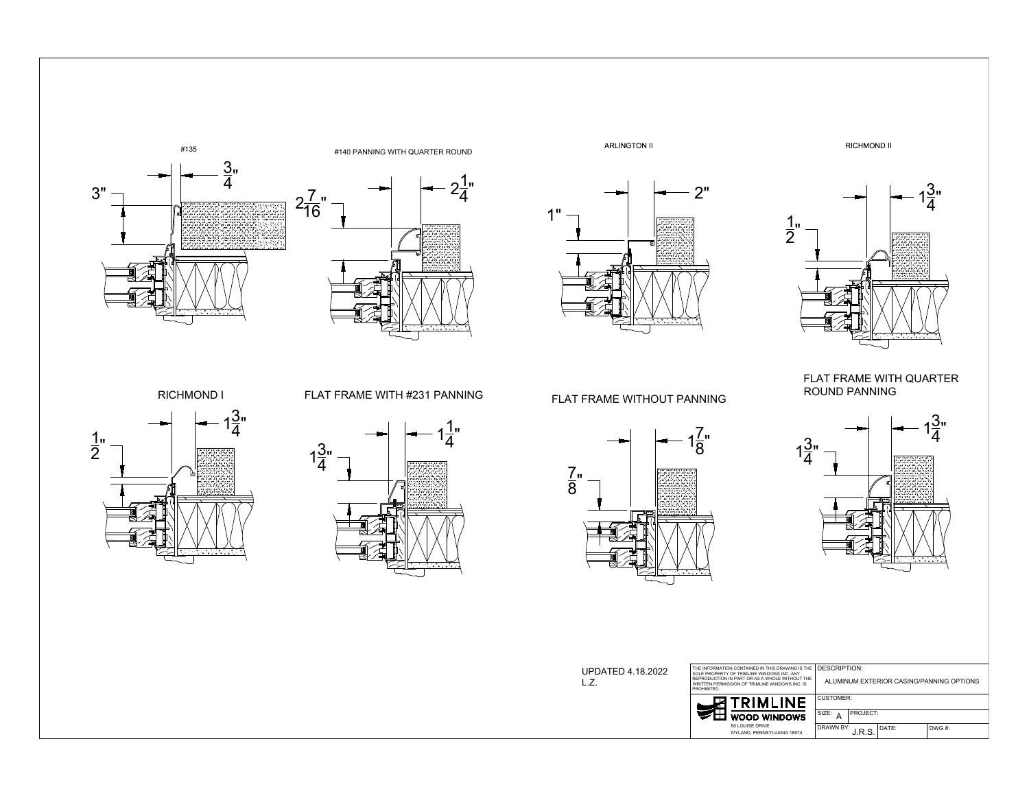#135

3"

$\frac{3}{4}$"

#140 PANNING WITH QUARTER ROUND

$2\frac{7}{16}$"

$2\frac{1}{4}$"

ARLINGTON II

1"

2"

RICHMOND II

$\frac{1}{2}$"

$1\frac{3}{4}$"

RICHMOND I

$\frac{1}{2}$"

$1\frac{3}{4}$"

FLAT FRAME WITH #231 PANNING

$1\frac{3}{4}$"

$1\frac{1}{4}$"

FLAT FRAME WITHOUT PANNING

$\frac{7}{8}$"

$1\frac{7}{8}$"

FLAT FRAME WITH QUARTER ROUND PANNING

$1\frac{3}{4}$"

$1\frac{3}{4}$"

UPDATED 4.18.2022
L.Z.

THE INFORMATION CONTAINED IN THIS DRAWING IS THE SOLE PROPERTY OF TRIMLINE WINDOWS INC. ANY REPRODUCTION IN PART OR AS A WHOLE WITHOUT THE WRITTEN PERMISSION OF TRIMLINE WINDOWS INC. IS PROHIBITED.

**TRIMLINE**
**WOOD WINDOWS**
50 LOUISE DRIVE
IVYLAND, PENNSYLVANIA 18974

| DESCRIPTION: ALUMINUM EXTERIOR CASING/PANNING OPTIONS | | |
|---|---|---|
| CUSTOMER: | | |
| SIZE: A | PROJECT: | |
| DRAWN BY: J.R.S. | DATE: | DWG #: |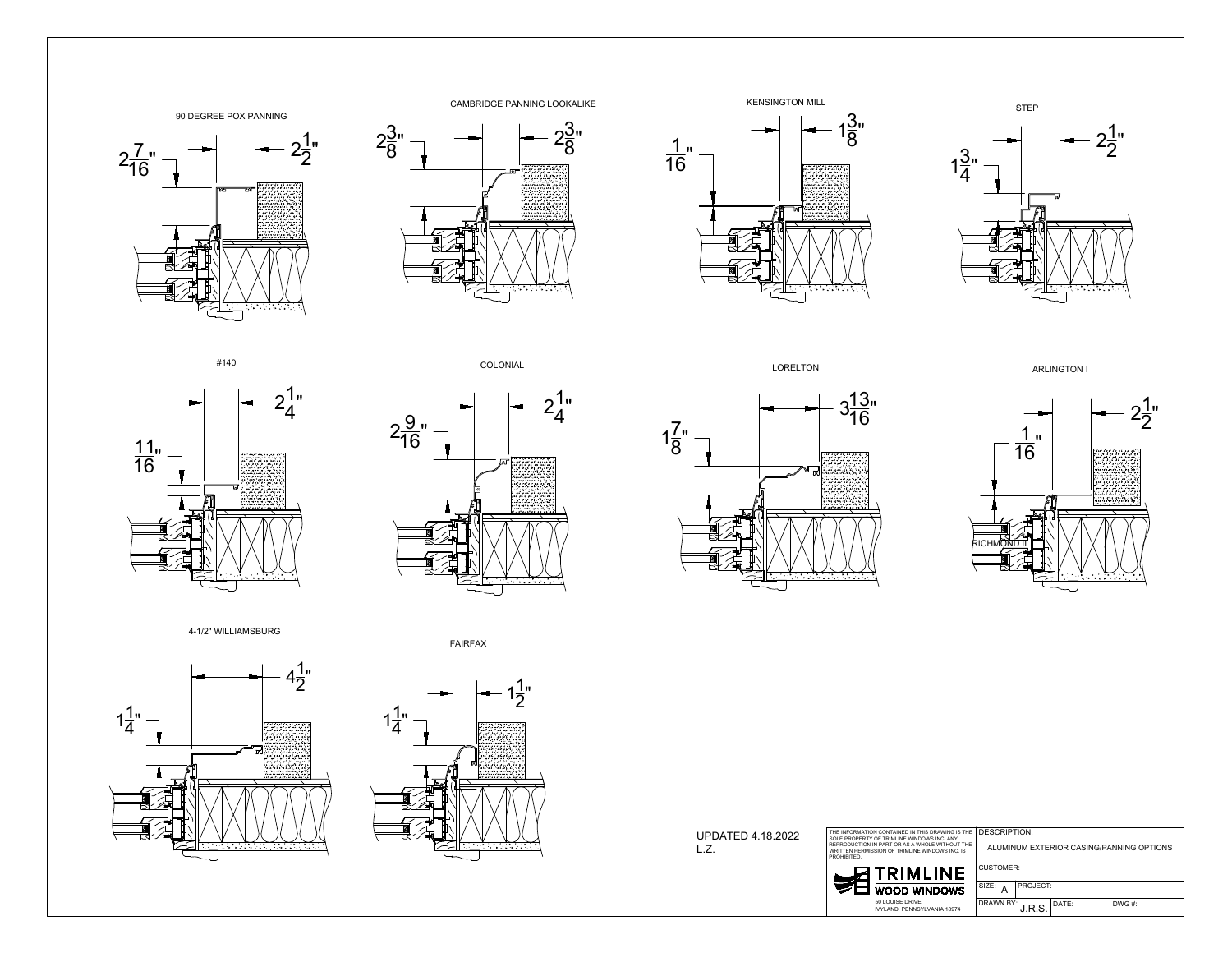90 DEGREE POX PANNING

$2\frac{7}{16}$"

$2\frac{1}{2}$"

CAMBRIDGE PANNING LOOKALIKE

$2\frac{3}{8}$"

$2\frac{3}{8}$"

KENSINGTON MILL

$\frac{1}{16}$"

$1\frac{3}{8}$"

STEP

$1\frac{3}{4}$"

$2\frac{1}{2}$"

#140

$\frac{11}{16}$"

$2\frac{1}{4}$"

COLONIAL

$2\frac{9}{16}$"

$2\frac{1}{4}$"

LORELTON

$1\frac{7}{8}$"

$3\frac{13}{16}$"

ARLINGTON I

$\frac{1}{16}$"

$2\frac{1}{2}$"

RICHMOND II

4-1/2" WILLIAMSBURG

$1\frac{1}{4}$"

$4\frac{1}{2}$"

FAIRFAX

$1\frac{1}{4}$"

$1\frac{1}{2}$"

UPDATED 4.18.2022
L.Z.

THE INFORMATION CONTAINED IN THIS DRAWING IS THE SOLE PROPERTY OF TRIMLINE WINDOWS INC. ANY REPRODUCTION IN PART OR AS A WHOLE WITHOUT THE WRITTEN PERMISSION OF TRIMLINE WINDOWS INC. IS PROHIBITED.

TRIMLINE WOOD WINDOWS
50 LOUISE DRIVE
IVYLAND, PENNSYLVANIA 18974

| | | |
|---|---|---|
| DESCRIPTION: ALUMINUM EXTERIOR CASING/PANNING OPTIONS | | |
| CUSTOMER: | | |
| SIZE: A | PROJECT: | |
| DRAWN BY: J.R.S. | DATE: | DWG #: |